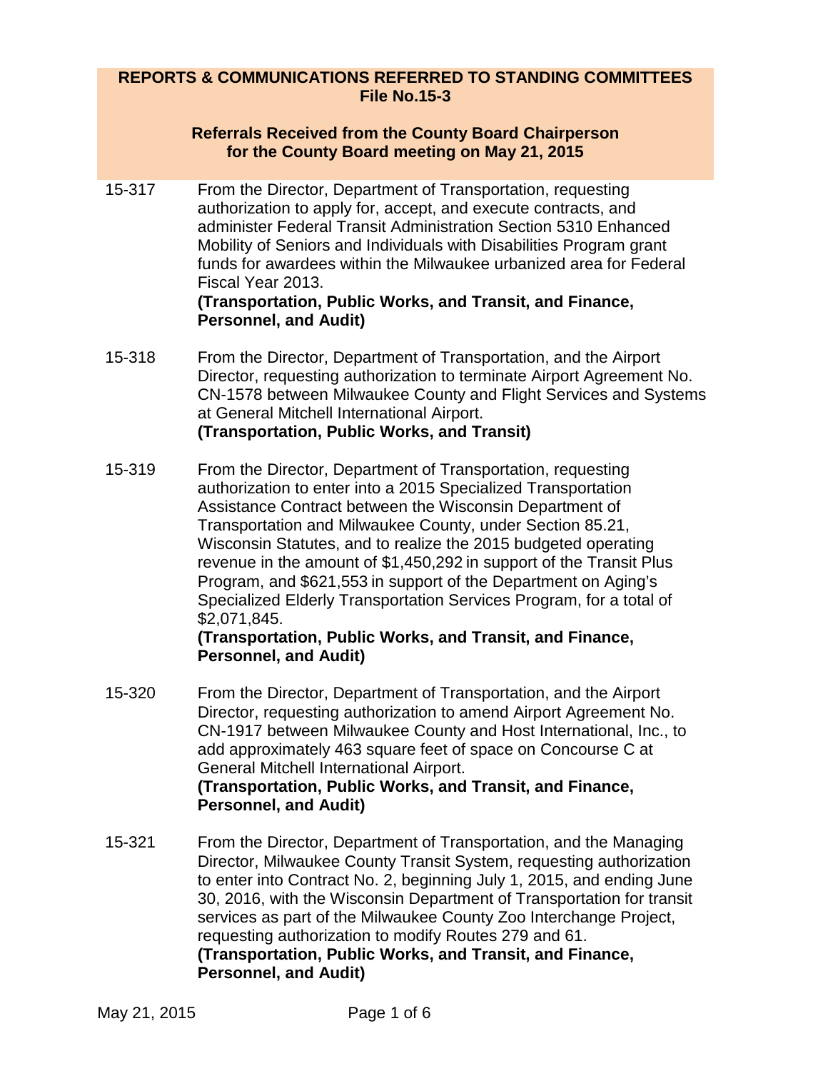**REPORTS & COMMUNICATIONS REFERRED TO STANDING COMMITTEES**
**File No.15-3**

**Referrals Received from the County Board Chairperson for the County Board meeting on May 21, 2015**

15-317 From the Director, Department of Transportation, requesting authorization to apply for, accept, and execute contracts, and administer Federal Transit Administration Section 5310 Enhanced Mobility of Seniors and Individuals with Disabilities Program grant funds for awardees within the Milwaukee urbanized area for Federal Fiscal Year 2013.
**(Transportation, Public Works, and Transit, and Finance, Personnel, and Audit)**

15-318 From the Director, Department of Transportation, and the Airport Director, requesting authorization to terminate Airport Agreement No. CN-1578 between Milwaukee County and Flight Services and Systems at General Mitchell International Airport.
**(Transportation, Public Works, and Transit)**

15-319 From the Director, Department of Transportation, requesting authorization to enter into a 2015 Specialized Transportation Assistance Contract between the Wisconsin Department of Transportation and Milwaukee County, under Section 85.21, Wisconsin Statutes, and to realize the 2015 budgeted operating revenue in the amount of $1,450,292 in support of the Transit Plus Program, and $621,553 in support of the Department on Aging's Specialized Elderly Transportation Services Program, for a total of $2,071,845.
**(Transportation, Public Works, and Transit, and Finance, Personnel, and Audit)**

15-320 From the Director, Department of Transportation, and the Airport Director, requesting authorization to amend Airport Agreement No. CN-1917 between Milwaukee County and Host International, Inc., to add approximately 463 square feet of space on Concourse C at General Mitchell International Airport.
**(Transportation, Public Works, and Transit, and Finance, Personnel, and Audit)**

15-321 From the Director, Department of Transportation, and the Managing Director, Milwaukee County Transit System, requesting authorization to enter into Contract No. 2, beginning July 1, 2015, and ending June 30, 2016, with the Wisconsin Department of Transportation for transit services as part of the Milwaukee County Zoo Interchange Project, requesting authorization to modify Routes 279 and 61.
**(Transportation, Public Works, and Transit, and Finance, Personnel, and Audit)**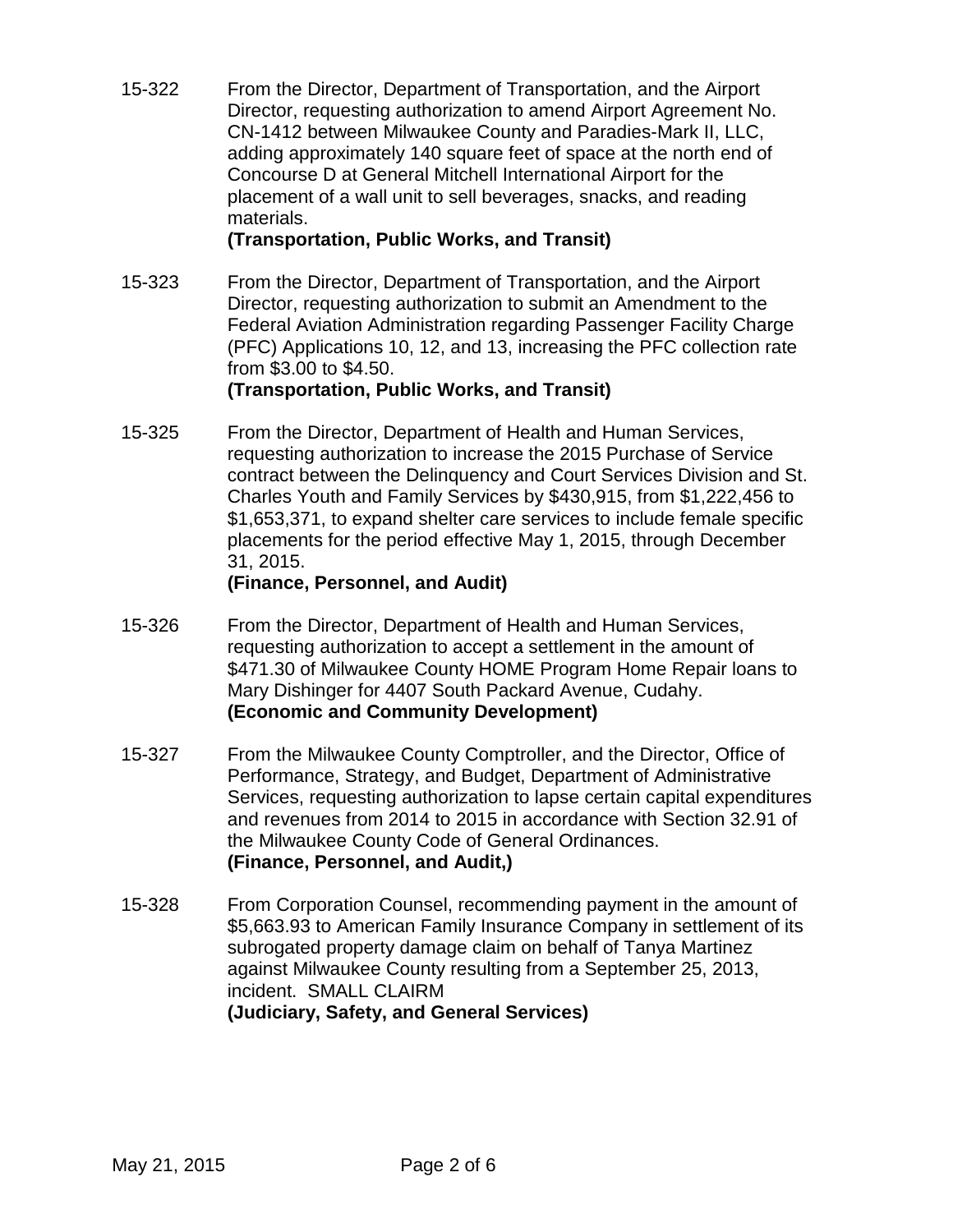15-322 From the Director, Department of Transportation, and the Airport Director, requesting authorization to amend Airport Agreement No. CN-1412 between Milwaukee County and Paradies-Mark II, LLC, adding approximately 140 square feet of space at the north end of Concourse D at General Mitchell International Airport for the placement of a wall unit to sell beverages, snacks, and reading materials.
**(Transportation, Public Works, and Transit)**

15-323 From the Director, Department of Transportation, and the Airport Director, requesting authorization to submit an Amendment to the Federal Aviation Administration regarding Passenger Facility Charge (PFC) Applications 10, 12, and 13, increasing the PFC collection rate from $3.00 to $4.50.
**(Transportation, Public Works, and Transit)**

15-325 From the Director, Department of Health and Human Services, requesting authorization to increase the 2015 Purchase of Service contract between the Delinquency and Court Services Division and St. Charles Youth and Family Services by $430,915, from $1,222,456 to $1,653,371, to expand shelter care services to include female specific placements for the period effective May 1, 2015, through December 31, 2015.
**(Finance, Personnel, and Audit)**

15-326 From the Director, Department of Health and Human Services, requesting authorization to accept a settlement in the amount of $471.30 of Milwaukee County HOME Program Home Repair loans to Mary Dishinger for 4407 South Packard Avenue, Cudahy.
**(Economic and Community Development)**

15-327 From the Milwaukee County Comptroller, and the Director, Office of Performance, Strategy, and Budget, Department of Administrative Services, requesting authorization to lapse certain capital expenditures and revenues from 2014 to 2015 in accordance with Section 32.91 of the Milwaukee County Code of General Ordinances.
**(Finance, Personnel, and Audit,)**

15-328 From Corporation Counsel, recommending payment in the amount of $5,663.93 to American Family Insurance Company in settlement of its subrogated property damage claim on behalf of Tanya Martinez against Milwaukee County resulting from a September 25, 2013, incident. SMALL CLAIRM
**(Judiciary, Safety, and General Services)**

May 21, 2015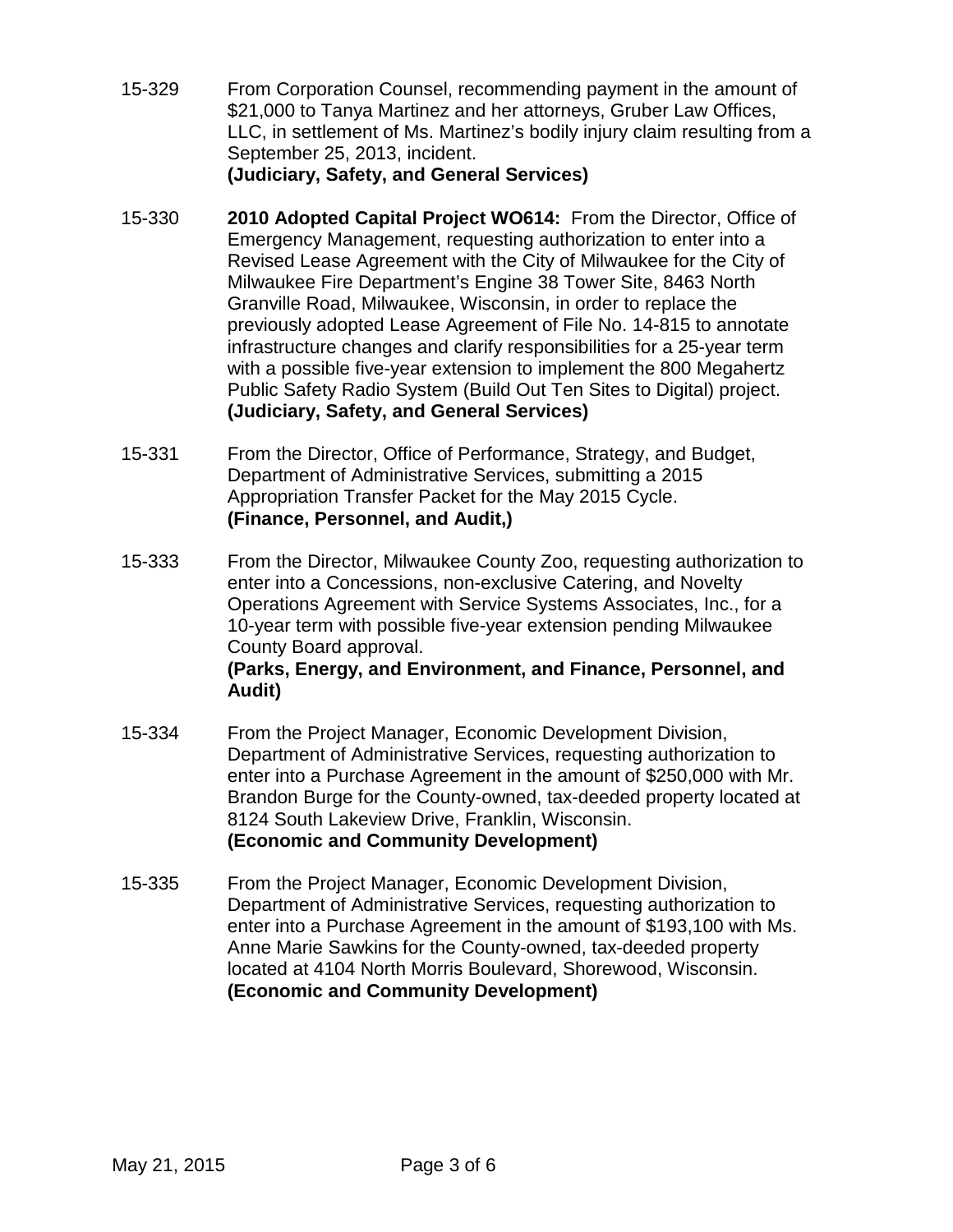15-329 From Corporation Counsel, recommending payment in the amount of \$21,000 to Tanya Martinez and her attorneys, Gruber Law Offices, LLC, in settlement of Ms. Martinez's bodily injury claim resulting from a September 25, 2013, incident.
**(Judiciary, Safety, and General Services)**

15-330 **2010 Adopted Capital Project WO614:** From the Director, Office of Emergency Management, requesting authorization to enter into a Revised Lease Agreement with the City of Milwaukee for the City of Milwaukee Fire Department's Engine 38 Tower Site, 8463 North Granville Road, Milwaukee, Wisconsin, in order to replace the previously adopted Lease Agreement of File No. 14-815 to annotate infrastructure changes and clarify responsibilities for a 25-year term with a possible five-year extension to implement the 800 Megahertz Public Safety Radio System (Build Out Ten Sites to Digital) project.
**(Judiciary, Safety, and General Services)**

15-331 From the Director, Office of Performance, Strategy, and Budget, Department of Administrative Services, submitting a 2015 Appropriation Transfer Packet for the May 2015 Cycle.
**(Finance, Personnel, and Audit,)**

15-333 From the Director, Milwaukee County Zoo, requesting authorization to enter into a Concessions, non-exclusive Catering, and Novelty Operations Agreement with Service Systems Associates, Inc., for a 10-year term with possible five-year extension pending Milwaukee County Board approval.
**(Parks, Energy, and Environment, and Finance, Personnel, and Audit)**

15-334 From the Project Manager, Economic Development Division, Department of Administrative Services, requesting authorization to enter into a Purchase Agreement in the amount of \$250,000 with Mr. Brandon Burge for the County-owned, tax-deeded property located at 8124 South Lakeview Drive, Franklin, Wisconsin.
**(Economic and Community Development)**

15-335 From the Project Manager, Economic Development Division, Department of Administrative Services, requesting authorization to enter into a Purchase Agreement in the amount of \$193,100 with Ms. Anne Marie Sawkins for the County-owned, tax-deeded property located at 4104 North Morris Boulevard, Shorewood, Wisconsin.
**(Economic and Community Development)**

May 21, 2015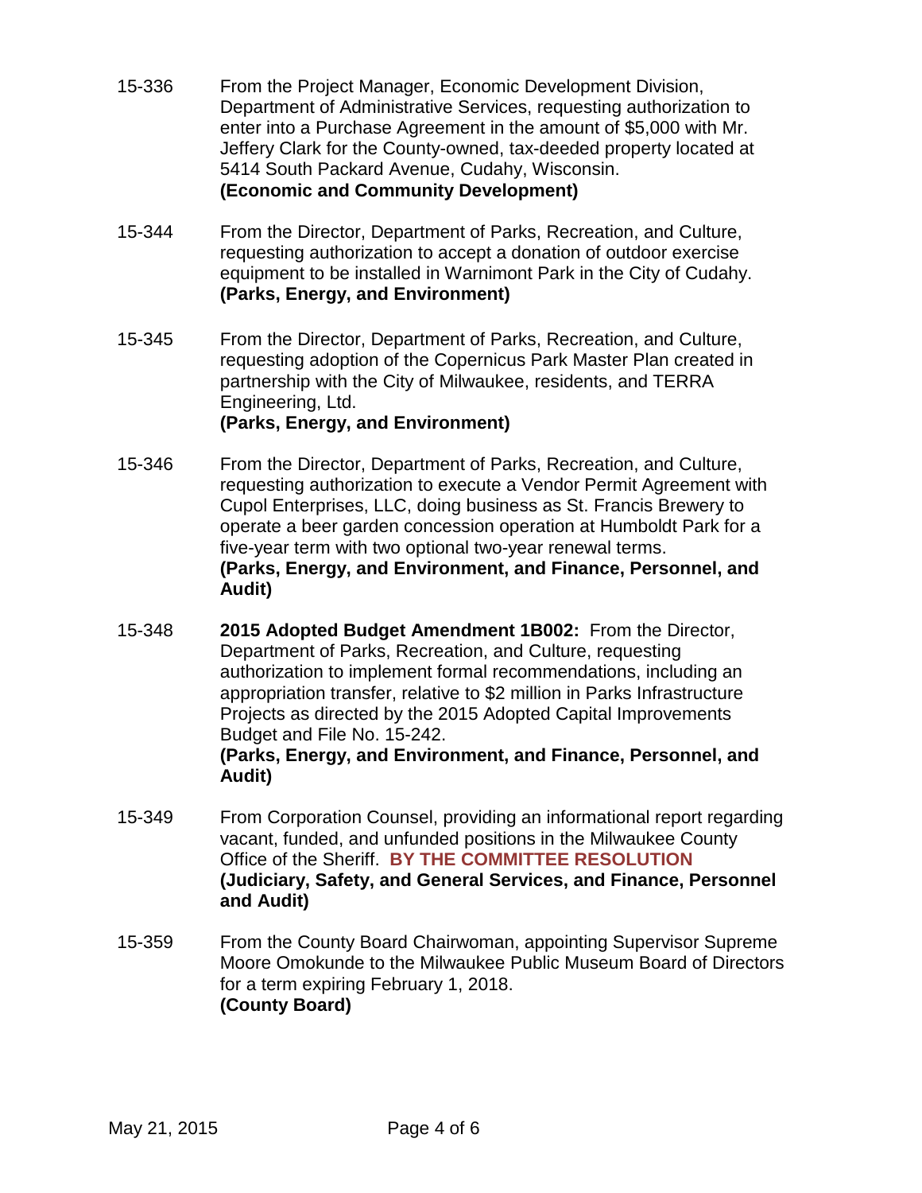15-336 From the Project Manager, Economic Development Division, Department of Administrative Services, requesting authorization to enter into a Purchase Agreement in the amount of $5,000 with Mr. Jeffery Clark for the County-owned, tax-deeded property located at 5414 South Packard Avenue, Cudahy, Wisconsin.
**(Economic and Community Development)**

15-344 From the Director, Department of Parks, Recreation, and Culture, requesting authorization to accept a donation of outdoor exercise equipment to be installed in Warnimont Park in the City of Cudahy.
**(Parks, Energy, and Environment)**

15-345 From the Director, Department of Parks, Recreation, and Culture, requesting adoption of the Copernicus Park Master Plan created in partnership with the City of Milwaukee, residents, and TERRA Engineering, Ltd.
**(Parks, Energy, and Environment)**

15-346 From the Director, Department of Parks, Recreation, and Culture, requesting authorization to execute a Vendor Permit Agreement with Cupol Enterprises, LLC, doing business as St. Francis Brewery to operate a beer garden concession operation at Humboldt Park for a five-year term with two optional two-year renewal terms.
**(Parks, Energy, and Environment, and Finance, Personnel, and Audit)**

15-348 **2015 Adopted Budget Amendment 1B002:** From the Director, Department of Parks, Recreation, and Culture, requesting authorization to implement formal recommendations, including an appropriation transfer, relative to $2 million in Parks Infrastructure Projects as directed by the 2015 Adopted Capital Improvements Budget and File No. 15-242.
**(Parks, Energy, and Environment, and Finance, Personnel, and Audit)**

15-349 From Corporation Counsel, providing an informational report regarding vacant, funded, and unfunded positions in the Milwaukee County Office of the Sheriff. **BY THE COMMITTEE RESOLUTION**
**(Judiciary, Safety, and General Services, and Finance, Personnel and Audit)**

15-359 From the County Board Chairwoman, appointing Supervisor Supreme Moore Omokunde to the Milwaukee Public Museum Board of Directors for a term expiring February 1, 2018.
**(County Board)**

May 21, 2015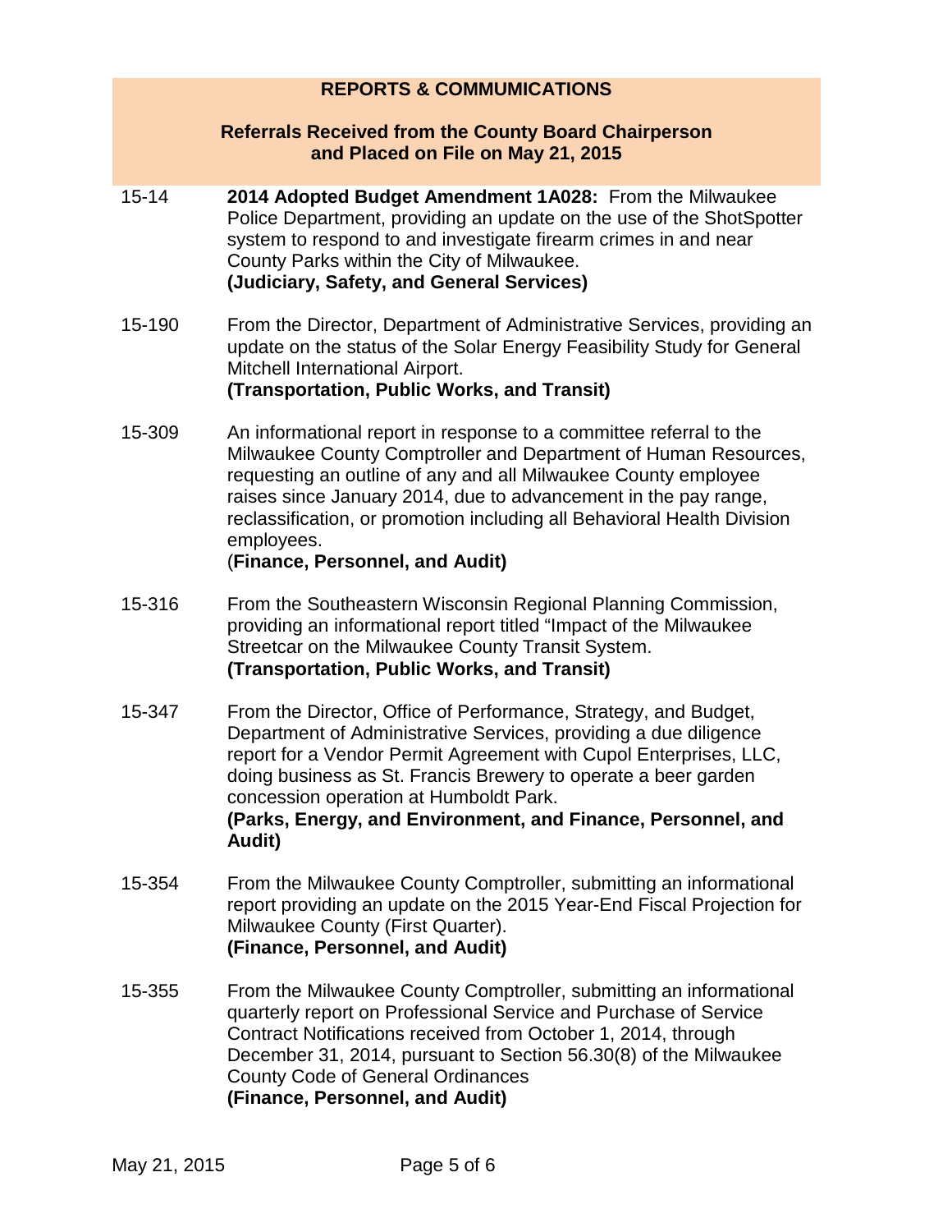## REPORTS & COMMUMICATIONS

### Referrals Received from the County Board Chairperson and Placed on File on May 21, 2015

15-14 **2014 Adopted Budget Amendment 1A028:** From the Milwaukee Police Department, providing an update on the use of the ShotSpotter system to respond to and investigate firearm crimes in and near County Parks within the City of Milwaukee.
**(Judiciary, Safety, and General Services)**

15-190 From the Director, Department of Administrative Services, providing an update on the status of the Solar Energy Feasibility Study for General Mitchell International Airport.
**(Transportation, Public Works, and Transit)**

15-309 An informational report in response to a committee referral to the Milwaukee County Comptroller and Department of Human Resources, requesting an outline of any and all Milwaukee County employee raises since January 2014, due to advancement in the pay range, reclassification, or promotion including all Behavioral Health Division employees.
(**Finance, Personnel, and Audit)**

15-316 From the Southeastern Wisconsin Regional Planning Commission, providing an informational report titled "Impact of the Milwaukee Streetcar on the Milwaukee County Transit System.
**(Transportation, Public Works, and Transit)**

15-347 From the Director, Office of Performance, Strategy, and Budget, Department of Administrative Services, providing a due diligence report for a Vendor Permit Agreement with Cupol Enterprises, LLC, doing business as St. Francis Brewery to operate a beer garden concession operation at Humboldt Park.
**(Parks, Energy, and Environment, and Finance, Personnel, and Audit)**

15-354 From the Milwaukee County Comptroller, submitting an informational report providing an update on the 2015 Year-End Fiscal Projection for Milwaukee County (First Quarter).
**(Finance, Personnel, and Audit)**

15-355 From the Milwaukee County Comptroller, submitting an informational quarterly report on Professional Service and Purchase of Service Contract Notifications received from October 1, 2014, through December 31, 2014, pursuant to Section 56.30(8) of the Milwaukee County Code of General Ordinances
**(Finance, Personnel, and Audit)**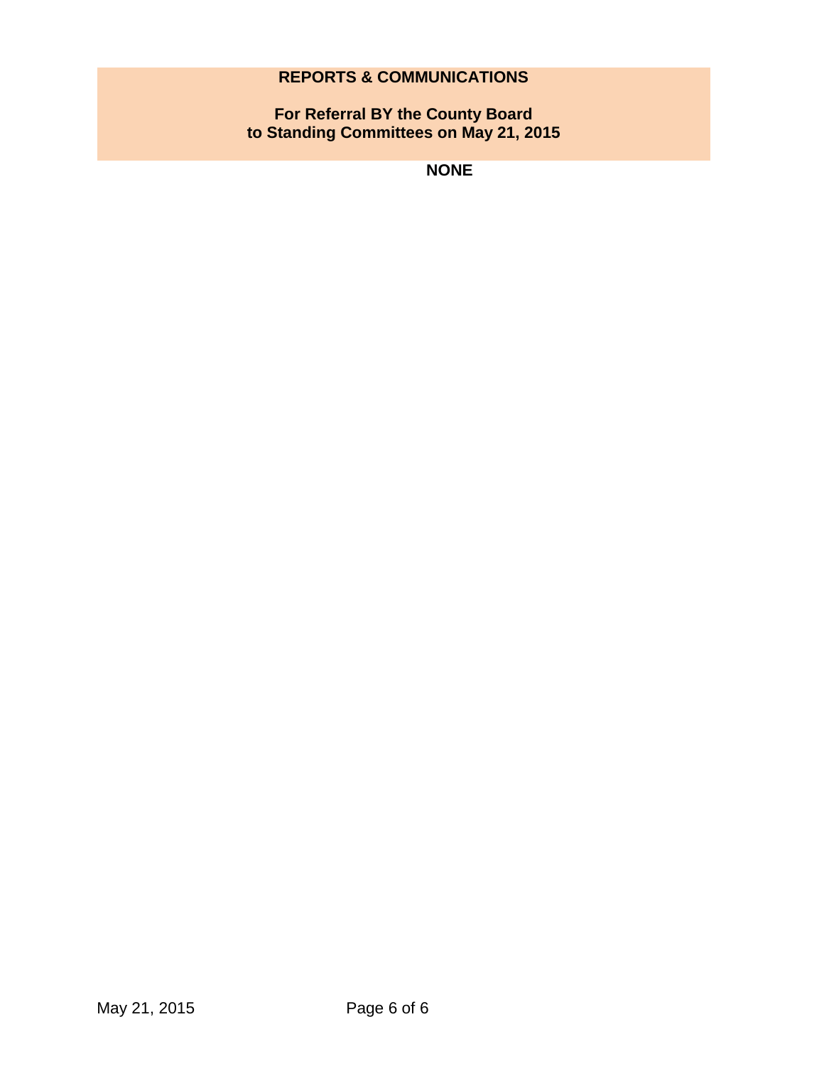## REPORTS & COMMUNICATIONS

### For Referral BY the County Board to Standing Committees on May 21, 2015

**NONE**